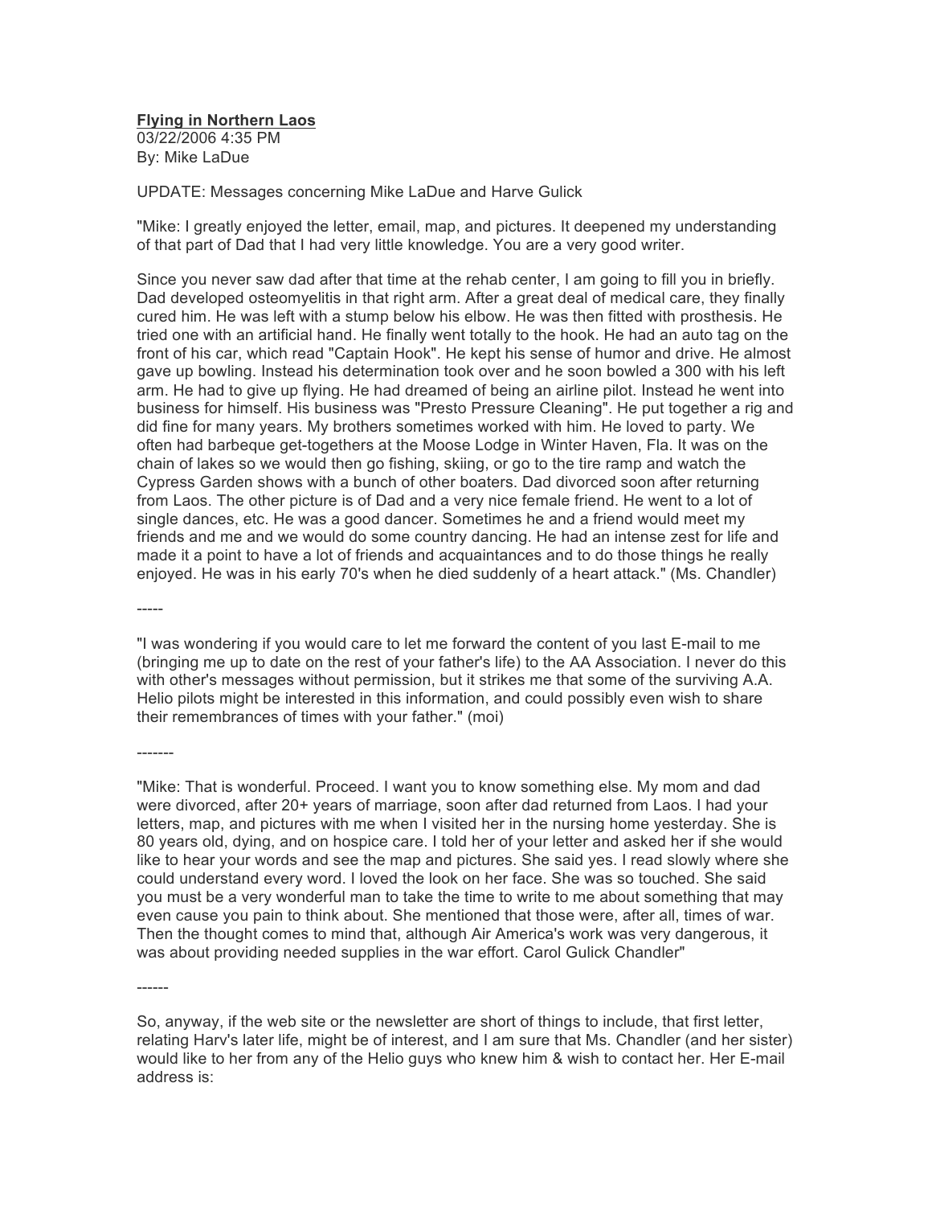**Flying in Northern Laos**
03/22/2006 4:35 PM
By: Mike LaDue

UPDATE: Messages concerning Mike LaDue and Harve Gulick

"Mike: I greatly enjoyed the letter, email, map, and pictures. It deepened my understanding of that part of Dad that I had very little knowledge. You are a very good writer.

Since you never saw dad after that time at the rehab center, I am going to fill you in briefly. Dad developed osteomyelitis in that right arm. After a great deal of medical care, they finally cured him. He was left with a stump below his elbow. He was then fitted with prosthesis. He tried one with an artificial hand. He finally went totally to the hook. He had an auto tag on the front of his car, which read "Captain Hook". He kept his sense of humor and drive. He almost gave up bowling. Instead his determination took over and he soon bowled a 300 with his left arm. He had to give up flying. He had dreamed of being an airline pilot. Instead he went into business for himself. His business was "Presto Pressure Cleaning". He put together a rig and did fine for many years. My brothers sometimes worked with him. He loved to party. We often had barbeque get-togethers at the Moose Lodge in Winter Haven, Fla. It was on the chain of lakes so we would then go fishing, skiing, or go to the tire ramp and watch the Cypress Garden shows with a bunch of other boaters. Dad divorced soon after returning from Laos. The other picture is of Dad and a very nice female friend. He went to a lot of single dances, etc. He was a good dancer. Sometimes he and a friend would meet my friends and me and we would do some country dancing. He had an intense zest for life and made it a point to have a lot of friends and acquaintances and to do those things he really enjoyed. He was in his early 70's when he died suddenly of a heart attack." (Ms. Chandler)

-----

"I was wondering if you would care to let me forward the content of you last E-mail to me (bringing me up to date on the rest of your father's life) to the AA Association. I never do this with other's messages without permission, but it strikes me that some of the surviving A.A. Helio pilots might be interested in this information, and could possibly even wish to share their remembrances of times with your father." (moi)

-------

"Mike: That is wonderful. Proceed. I want you to know something else. My mom and dad were divorced, after 20+ years of marriage, soon after dad returned from Laos. I had your letters, map, and pictures with me when I visited her in the nursing home yesterday. She is 80 years old, dying, and on hospice care. I told her of your letter and asked her if she would like to hear your words and see the map and pictures. She said yes. I read slowly where she could understand every word. I loved the look on her face. She was so touched. She said you must be a very wonderful man to take the time to write to me about something that may even cause you pain to think about. She mentioned that those were, after all, times of war. Then the thought comes to mind that, although Air America's work was very dangerous, it was about providing needed supplies in the war effort. Carol Gulick Chandler"

------

So, anyway, if the web site or the newsletter are short of things to include, that first letter, relating Harv's later life, might be of interest, and I am sure that Ms. Chandler (and her sister) would like to her from any of the Helio guys who knew him & wish to contact her. Her E-mail address is: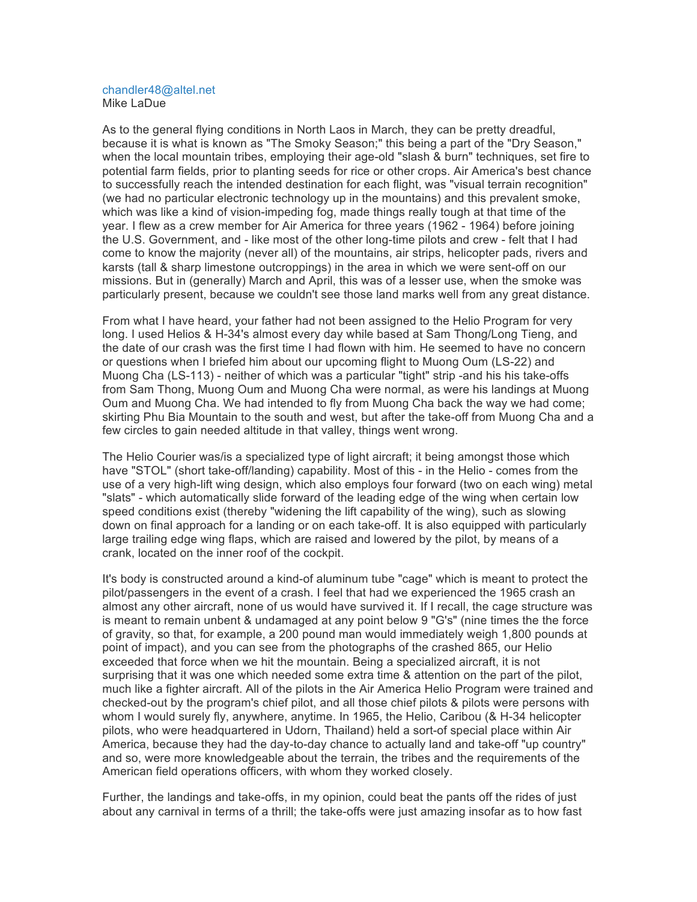chandler48@altel.net
Mike LaDue

As to the general flying conditions in North Laos in March, they can be pretty dreadful, because it is what is known as "The Smoky Season;" this being a part of the "Dry Season," when the local mountain tribes, employing their age-old "slash & burn" techniques, set fire to potential farm fields, prior to planting seeds for rice or other crops. Air America's best chance to successfully reach the intended destination for each flight, was "visual terrain recognition" (we had no particular electronic technology up in the mountains) and this prevalent smoke, which was like a kind of vision-impeding fog, made things really tough at that time of the year. I flew as a crew member for Air America for three years (1962 - 1964) before joining the U.S. Government, and - like most of the other long-time pilots and crew - felt that I had come to know the majority (never all) of the mountains, air strips, helicopter pads, rivers and karsts (tall & sharp limestone outcroppings) in the area in which we were sent-off on our missions. But in (generally) March and April, this was of a lesser use, when the smoke was particularly present, because we couldn't see those land marks well from any great distance.

From what I have heard, your father had not been assigned to the Helio Program for very long. I used Helios & H-34's almost every day while based at Sam Thong/Long Tieng, and the date of our crash was the first time I had flown with him. He seemed to have no concern or questions when I briefed him about our upcoming flight to Muong Oum (LS-22) and Muong Cha (LS-113) - neither of which was a particular "tight" strip -and his his take-offs from Sam Thong, Muong Oum and Muong Cha were normal, as were his landings at Muong Oum and Muong Cha. We had intended to fly from Muong Cha back the way we had come; skirting Phu Bia Mountain to the south and west, but after the take-off from Muong Cha and a few circles to gain needed altitude in that valley, things went wrong.

The Helio Courier was/is a specialized type of light aircraft; it being amongst those which have "STOL" (short take-off/landing) capability. Most of this - in the Helio - comes from the use of a very high-lift wing design, which also employs four forward (two on each wing) metal "slats" - which automatically slide forward of the leading edge of the wing when certain low speed conditions exist (thereby "widening the lift capability of the wing), such as slowing down on final approach for a landing or on each take-off. It is also equipped with particularly large trailing edge wing flaps, which are raised and lowered by the pilot, by means of a crank, located on the inner roof of the cockpit.

It's body is constructed around a kind-of aluminum tube "cage" which is meant to protect the pilot/passengers in the event of a crash. I feel that had we experienced the 1965 crash an almost any other aircraft, none of us would have survived it. If I recall, the cage structure was is meant to remain unbent & undamaged at any point below 9 "G's" (nine times the the force of gravity, so that, for example, a 200 pound man would immediately weigh 1,800 pounds at point of impact), and you can see from the photographs of the crashed 865, our Helio exceeded that force when we hit the mountain. Being a specialized aircraft, it is not surprising that it was one which needed some extra time & attention on the part of the pilot, much like a fighter aircraft. All of the pilots in the Air America Helio Program were trained and checked-out by the program's chief pilot, and all those chief pilots & pilots were persons with whom I would surely fly, anywhere, anytime. In 1965, the Helio, Caribou (& H-34 helicopter pilots, who were headquartered in Udorn, Thailand) held a sort-of special place within Air America, because they had the day-to-day chance to actually land and take-off "up country" and so, were more knowledgeable about the terrain, the tribes and the requirements of the American field operations officers, with whom they worked closely.

Further, the landings and take-offs, in my opinion, could beat the pants off the rides of just about any carnival in terms of a thrill; the take-offs were just amazing insofar as to how fast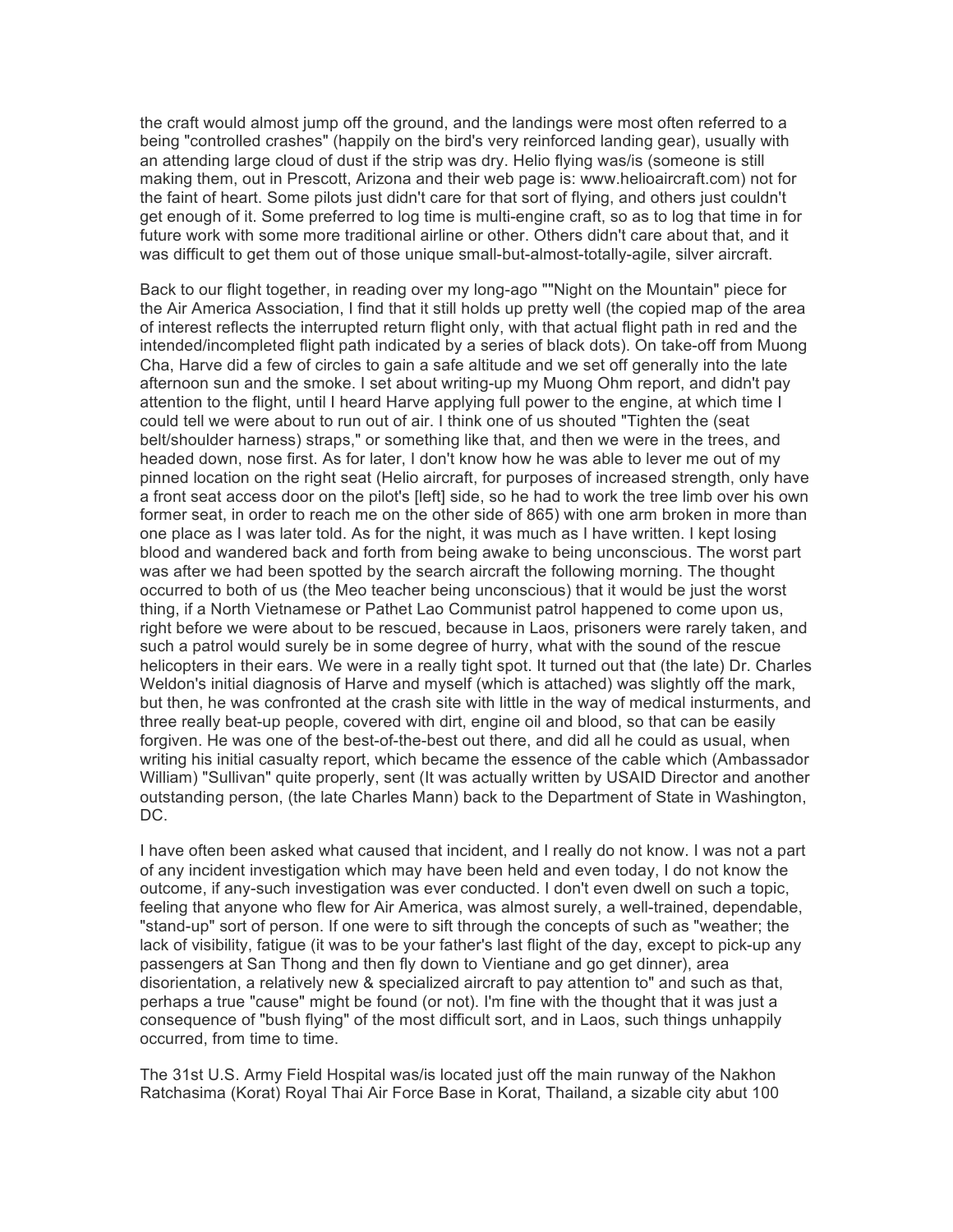the craft would almost jump off the ground, and the landings were most often referred to a being "controlled crashes" (happily on the bird's very reinforced landing gear), usually with an attending large cloud of dust if the strip was dry. Helio flying was/is (someone is still making them, out in Prescott, Arizona and their web page is: www.helioaircraft.com) not for the faint of heart. Some pilots just didn't care for that sort of flying, and others just couldn't get enough of it. Some preferred to log time is multi-engine craft, so as to log that time in for future work with some more traditional airline or other. Others didn't care about that, and it was difficult to get them out of those unique small-but-almost-totally-agile, silver aircraft.

Back to our flight together, in reading over my long-ago ""Night on the Mountain" piece for the Air America Association, I find that it still holds up pretty well (the copied map of the area of interest reflects the interrupted return flight only, with that actual flight path in red and the intended/incompleted flight path indicated by a series of black dots). On take-off from Muong Cha, Harve did a few of circles to gain a safe altitude and we set off generally into the late afternoon sun and the smoke. I set about writing-up my Muong Ohm report, and didn't pay attention to the flight, until I heard Harve applying full power to the engine, at which time I could tell we were about to run out of air. I think one of us shouted "Tighten the (seat belt/shoulder harness) straps," or something like that, and then we were in the trees, and headed down, nose first. As for later, I don't know how he was able to lever me out of my pinned location on the right seat (Helio aircraft, for purposes of increased strength, only have a front seat access door on the pilot's [left] side, so he had to work the tree limb over his own former seat, in order to reach me on the other side of 865) with one arm broken in more than one place as I was later told. As for the night, it was much as I have written. I kept losing blood and wandered back and forth from being awake to being unconscious. The worst part was after we had been spotted by the search aircraft the following morning. The thought occurred to both of us (the Meo teacher being unconscious) that it would be just the worst thing, if a North Vietnamese or Pathet Lao Communist patrol happened to come upon us, right before we were about to be rescued, because in Laos, prisoners were rarely taken, and such a patrol would surely be in some degree of hurry, what with the sound of the rescue helicopters in their ears. We were in a really tight spot. It turned out that (the late) Dr. Charles Weldon's initial diagnosis of Harve and myself (which is attached) was slightly off the mark, but then, he was confronted at the crash site with little in the way of medical insturments, and three really beat-up people, covered with dirt, engine oil and blood, so that can be easily forgiven. He was one of the best-of-the-best out there, and did all he could as usual, when writing his initial casualty report, which became the essence of the cable which (Ambassador William) "Sullivan" quite properly, sent (It was actually written by USAID Director and another outstanding person, (the late Charles Mann) back to the Department of State in Washington, DC.

I have often been asked what caused that incident, and I really do not know. I was not a part of any incident investigation which may have been held and even today, I do not know the outcome, if any-such investigation was ever conducted. I don't even dwell on such a topic, feeling that anyone who flew for Air America, was almost surely, a well-trained, dependable, "stand-up" sort of person. If one were to sift through the concepts of such as "weather; the lack of visibility, fatigue (it was to be your father's last flight of the day, except to pick-up any passengers at San Thong and then fly down to Vientiane and go get dinner), area disorientation, a relatively new & specialized aircraft to pay attention to" and such as that, perhaps a true "cause" might be found (or not). I'm fine with the thought that it was just a consequence of "bush flying" of the most difficult sort, and in Laos, such things unhappily occurred, from time to time.

The 31st U.S. Army Field Hospital was/is located just off the main runway of the Nakhon Ratchasima (Korat) Royal Thai Air Force Base in Korat, Thailand, a sizable city abut 100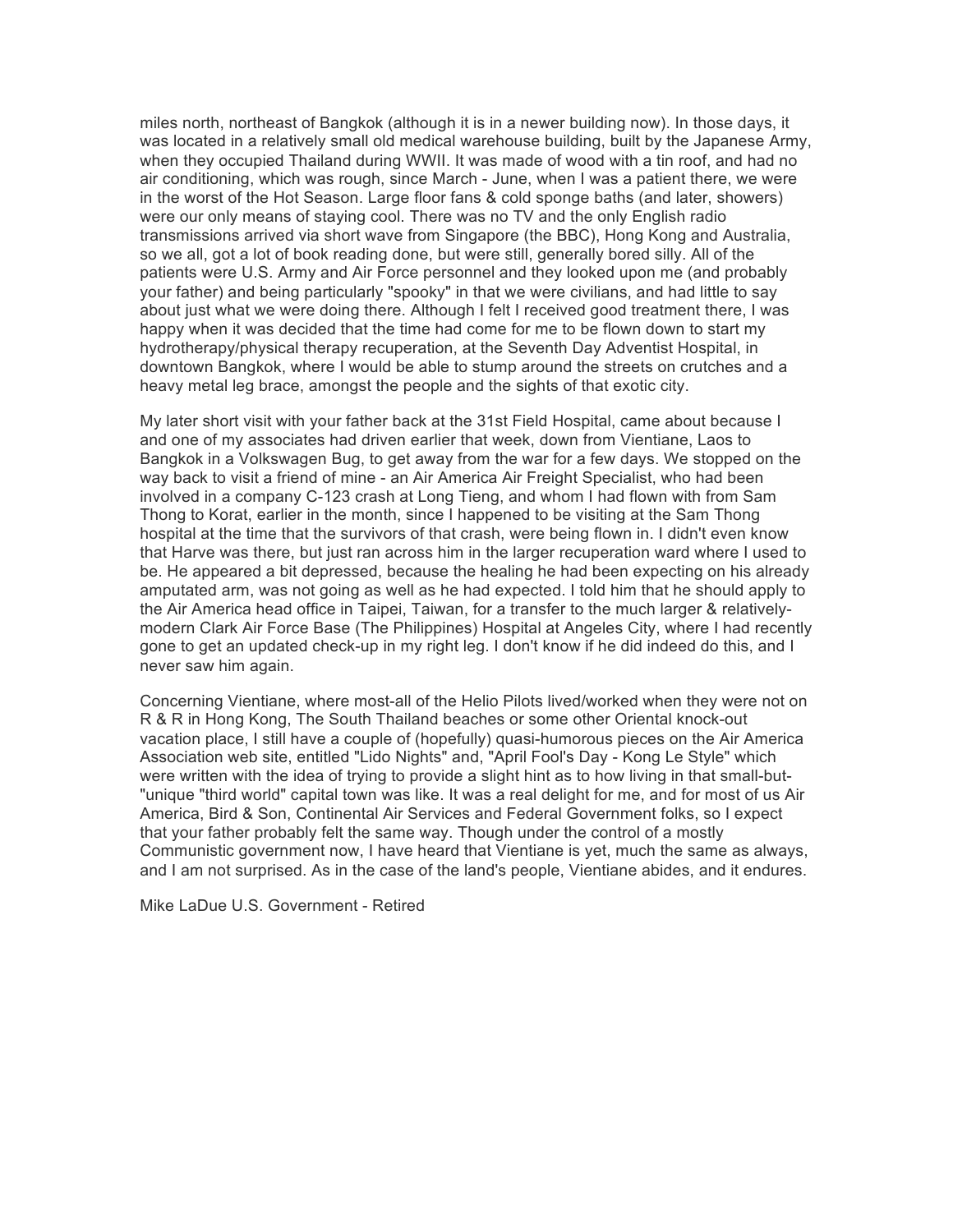miles north, northeast of Bangkok (although it is in a newer building now). In those days, it was located in a relatively small old medical warehouse building, built by the Japanese Army, when they occupied Thailand during WWII. It was made of wood with a tin roof, and had no air conditioning, which was rough, since March - June, when I was a patient there, we were in the worst of the Hot Season. Large floor fans & cold sponge baths (and later, showers) were our only means of staying cool. There was no TV and the only English radio transmissions arrived via short wave from Singapore (the BBC), Hong Kong and Australia, so we all, got a lot of book reading done, but were still, generally bored silly. All of the patients were U.S. Army and Air Force personnel and they looked upon me (and probably your father) and being particularly "spooky" in that we were civilians, and had little to say about just what we were doing there. Although I felt I received good treatment there, I was happy when it was decided that the time had come for me to be flown down to start my hydrotherapy/physical therapy recuperation, at the Seventh Day Adventist Hospital, in downtown Bangkok, where I would be able to stump around the streets on crutches and a heavy metal leg brace, amongst the people and the sights of that exotic city.

My later short visit with your father back at the 31st Field Hospital, came about because I and one of my associates had driven earlier that week, down from Vientiane, Laos to Bangkok in a Volkswagen Bug, to get away from the war for a few days. We stopped on the way back to visit a friend of mine - an Air America Air Freight Specialist, who had been involved in a company C-123 crash at Long Tieng, and whom I had flown with from Sam Thong to Korat, earlier in the month, since I happened to be visiting at the Sam Thong hospital at the time that the survivors of that crash, were being flown in. I didn't even know that Harve was there, but just ran across him in the larger recuperation ward where I used to be. He appeared a bit depressed, because the healing he had been expecting on his already amputated arm, was not going as well as he had expected. I told him that he should apply to the Air America head office in Taipei, Taiwan, for a transfer to the much larger & relatively-modern Clark Air Force Base (The Philippines) Hospital at Angeles City, where I had recently gone to get an updated check-up in my right leg. I don't know if he did indeed do this, and I never saw him again.

Concerning Vientiane, where most-all of the Helio Pilots lived/worked when they were not on R & R in Hong Kong, The South Thailand beaches or some other Oriental knock-out vacation place, I still have a couple of (hopefully) quasi-humorous pieces on the Air America Association web site, entitled "Lido Nights" and, "April Fool's Day - Kong Le Style" which were written with the idea of trying to provide a slight hint as to how living in that small-but-"unique "third world" capital town was like. It was a real delight for me, and for most of us Air America, Bird & Son, Continental Air Services and Federal Government folks, so I expect that your father probably felt the same way. Though under the control of a mostly Communistic government now, I have heard that Vientiane is yet, much the same as always, and I am not surprised. As in the case of the land's people, Vientiane abides, and it endures.

Mike LaDue U.S. Government - Retired